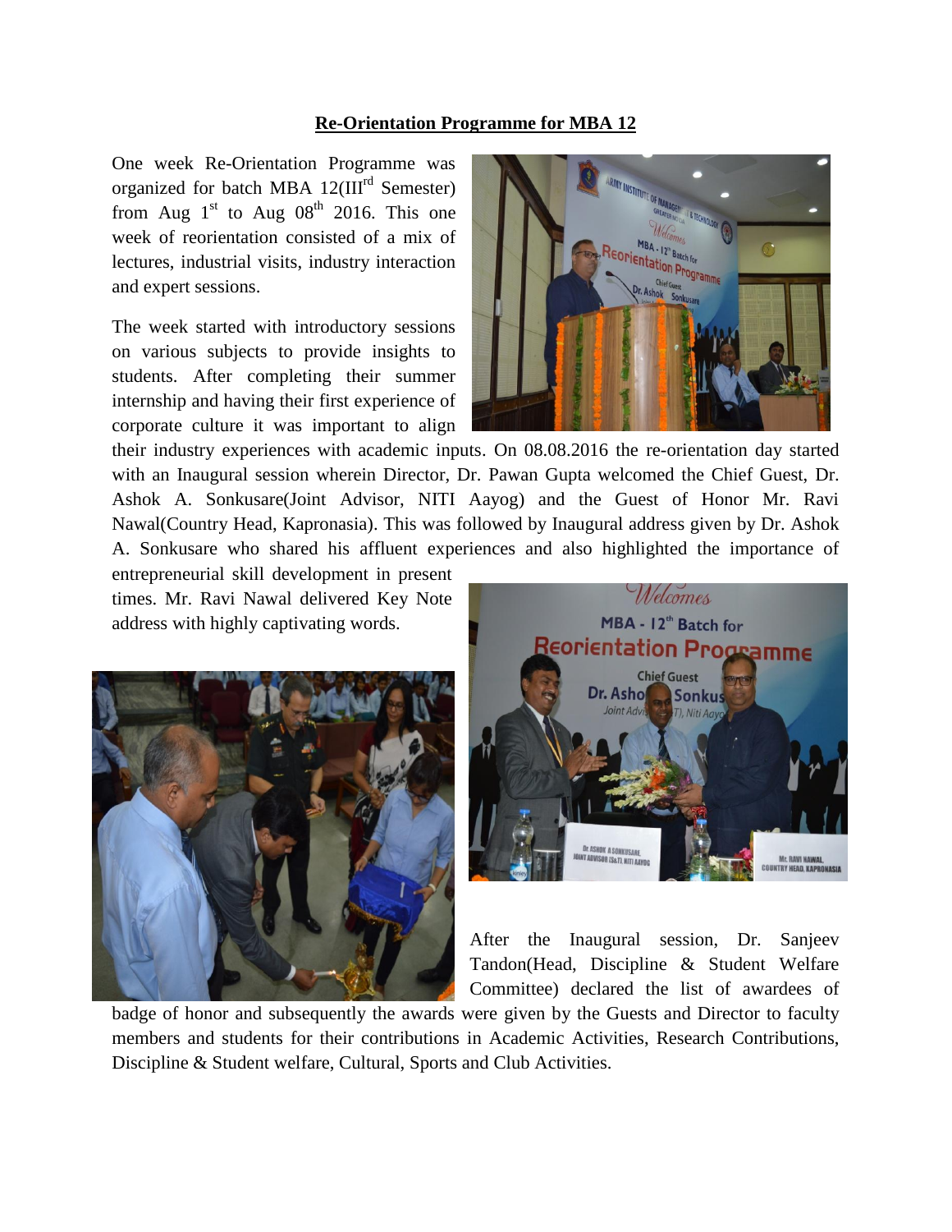## Re-Orientation Programme for MBA 12

One week Re-Orientation Programme was organized for batch MBA 12(III$^{rd}$ Semester) from Aug 1$^{st}$ to Aug 08$^{th}$ 2016. This one week of reorientation consisted of a mix of lectures, industrial visits, industry interaction and expert sessions.

The week started with introductory sessions on various subjects to provide insights to students. After completing their summer internship and having their first experience of corporate culture it was important to align their industry experiences with academic inputs. On 08.08.2016 the re-orientation day started with an Inaugural session wherein Director, Dr. Pawan Gupta welcomed the Chief Guest, Dr. Ashok A. Sonkusare(Joint Advisor, NITI Aayog) and the Guest of Honor Mr. Ravi Nawal(Country Head, Kapronasia). This was followed by Inaugural address given by Dr. Ashok A. Sonkusare who shared his affluent experiences and also highlighted the importance of entrepreneurial skill development in present times. Mr. Ravi Nawal delivered Key Note address with highly captivating words.

After the Inaugural session, Dr. Sanjeev Tandon(Head, Discipline & Student Welfare Committee) declared the list of awardees of badge of honor and subsequently the awards were given by the Guests and Director to faculty members and students for their contributions in Academic Activities, Research Contributions, Discipline & Student welfare, Cultural, Sports and Club Activities.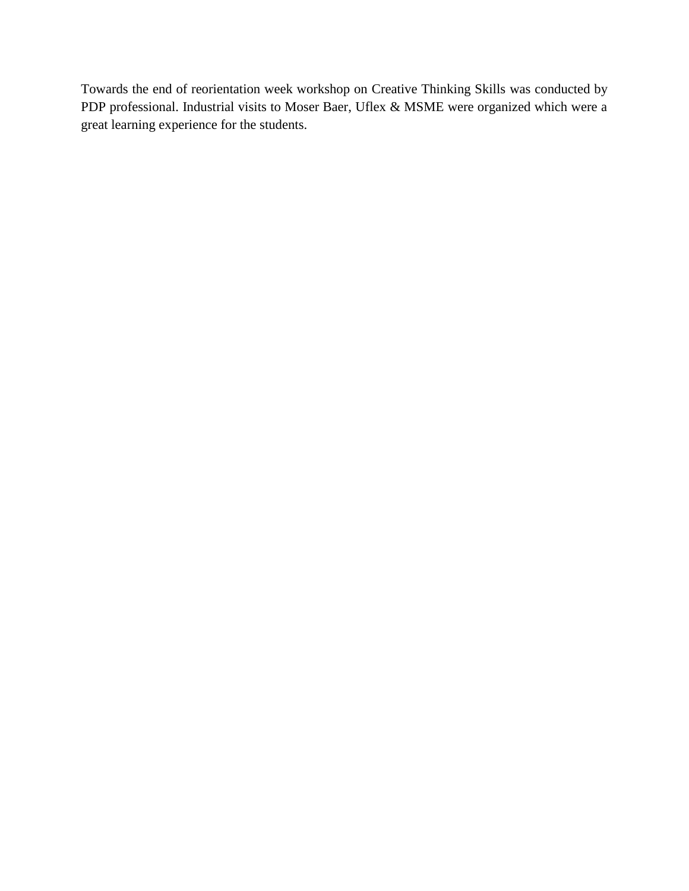Towards the end of reorientation week workshop on Creative Thinking Skills was conducted by PDP professional. Industrial visits to Moser Baer, Uflex & MSME were organized which were a great learning experience for the students.